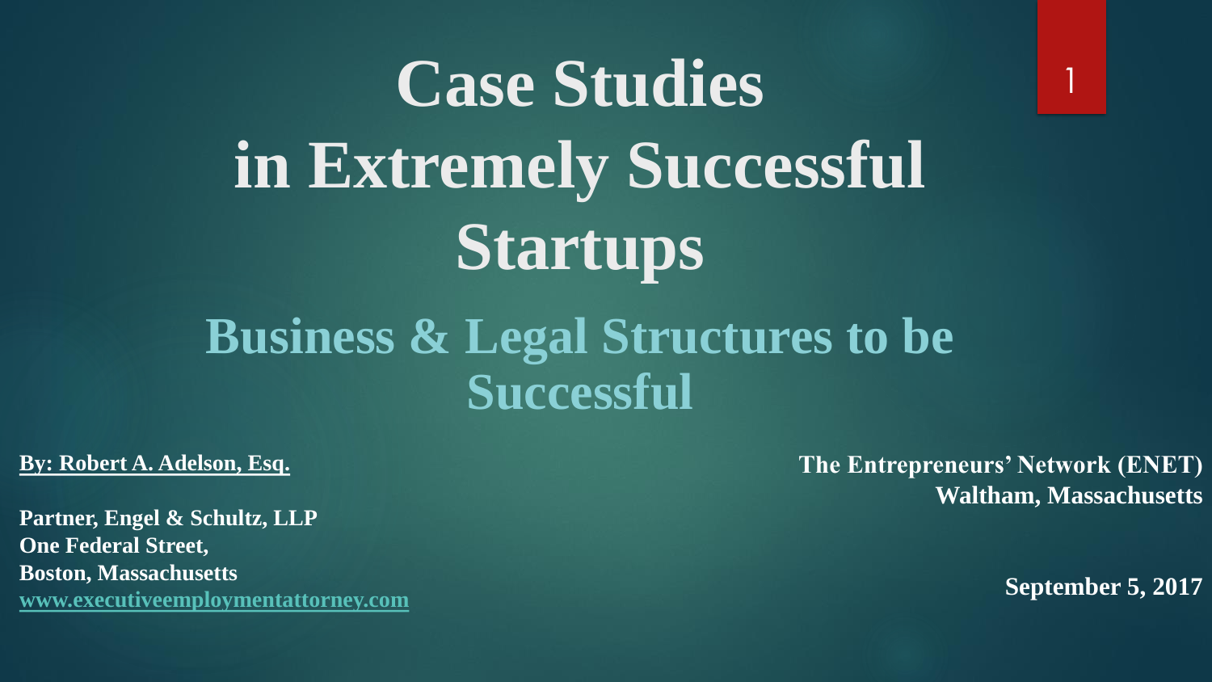# Case Studies in Extremely Successful Startups

## Business & Legal Structures to be Successful

**By: Robert A. Adelson, Esq.**

**Partner, Engel & Schultz, LLP**
**One Federal Street,**
**Boston, Massachusetts**
**www.executiveemploymentattorney.com**

**The Entrepreneurs' Network (ENET)**
**Waltham, Massachusetts**

**September 5, 2017**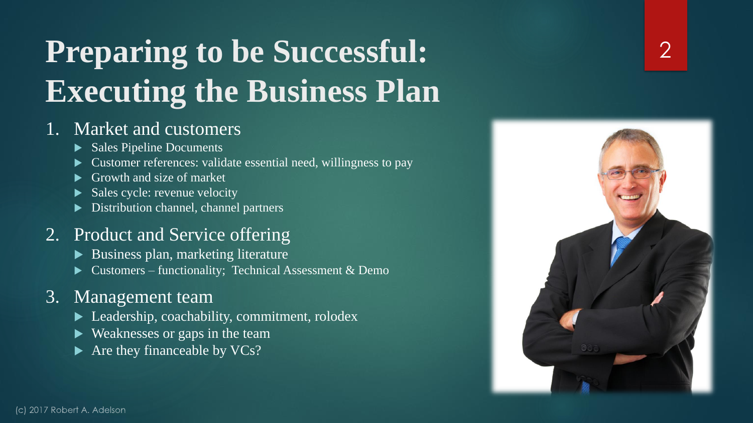# Preparing to be Successful: Executing the Business Plan

1. Market and customers
   - Sales Pipeline Documents
   - Customer references: validate essential need, willingness to pay
   - Growth and size of market
   - Sales cycle: revenue velocity
   - Distribution channel, channel partners
2. Product and Service offering
   - Business plan, marketing literature
   - Customers – functionality; Technical Assessment & Demo
3. Management team
   - Leadership, coachability, commitment, rolodex
   - Weaknesses or gaps in the team
   - Are they financeable by VCs?

(c) 2017 Robert A. Adelson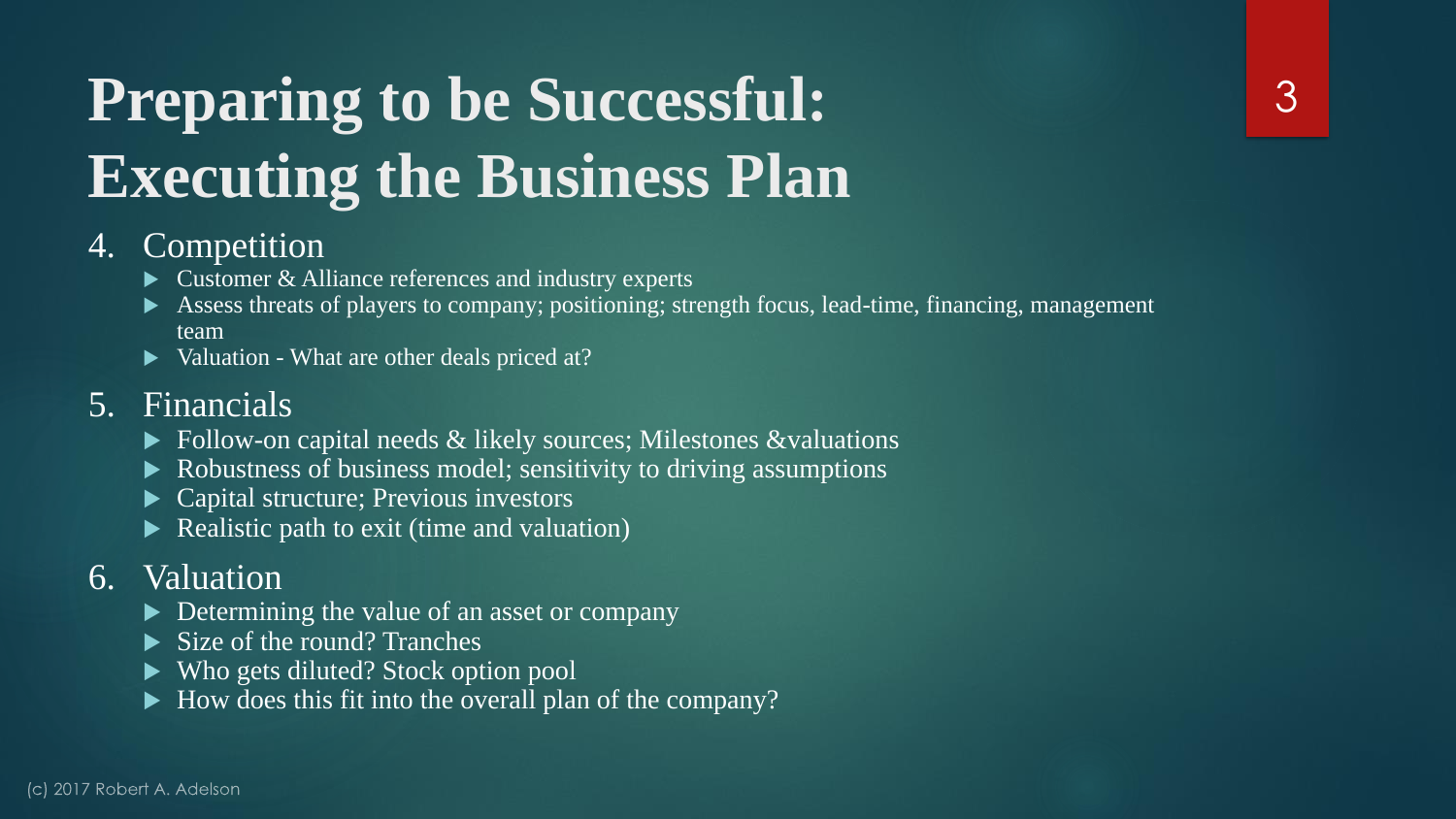# Preparing to be Successful: Executing the Business Plan

4. Competition
   - Customer & Alliance references and industry experts
   - Assess threats of players to company; positioning; strength focus, lead-time, financing, management team
   - Valuation - What are other deals priced at?
5. Financials
   - Follow-on capital needs & likely sources; Milestones &valuations
   - Robustness of business model; sensitivity to driving assumptions
   - Capital structure; Previous investors
   - Realistic path to exit (time and valuation)
6. Valuation
   - Determining the value of an asset or company
   - Size of the round? Tranches
   - Who gets diluted? Stock option pool
   - How does this fit into the overall plan of the company?

(c) 2017 Robert A. Adelson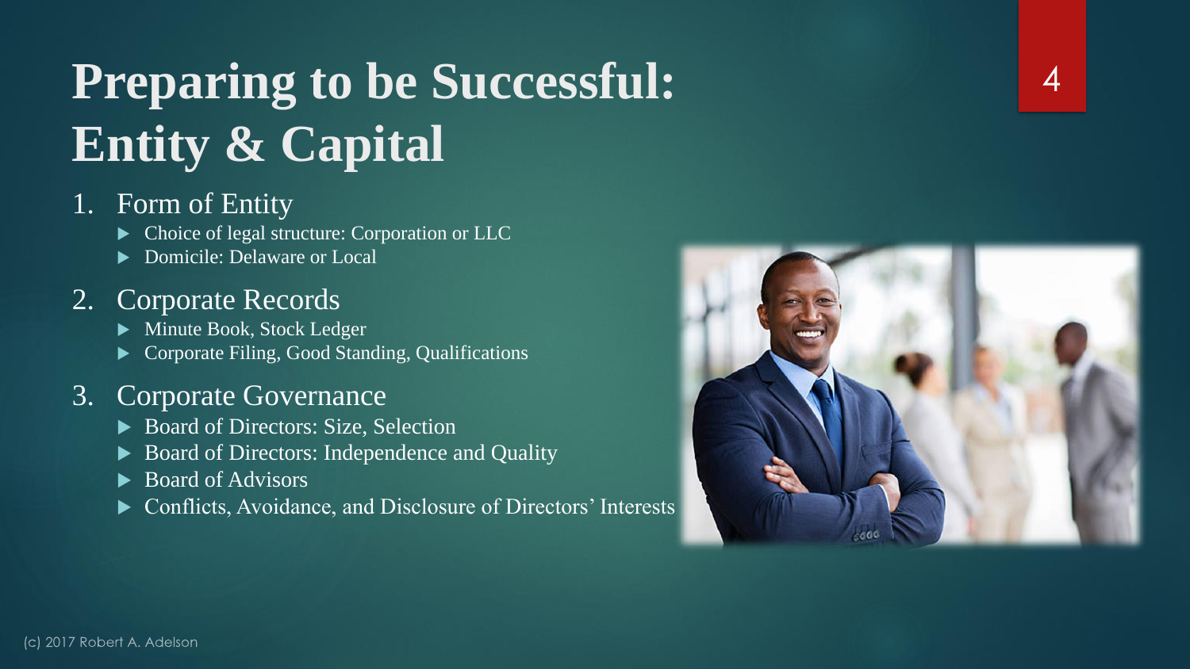# Preparing to be Successful: Entity & Capital

1. Form of Entity
   - Choice of legal structure: Corporation or LLC
   - Domicile: Delaware or Local
2. Corporate Records
   - Minute Book, Stock Ledger
   - Corporate Filing, Good Standing, Qualifications
3. Corporate Governance
   - Board of Directors: Size, Selection
   - Board of Directors: Independence and Quality
   - Board of Advisors
   - Conflicts, Avoidance, and Disclosure of Directors' Interests

(c) 2017 Robert A. Adelson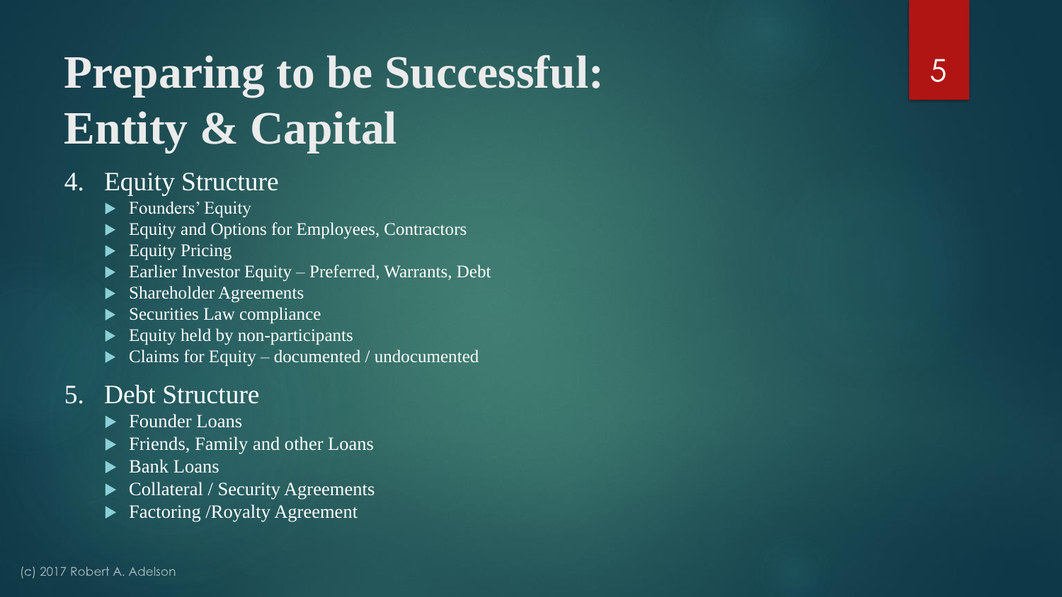# Preparing to be Successful: Entity & Capital

4. Equity Structure
   - Founders' Equity
   - Equity and Options for Employees, Contractors
   - Equity Pricing
   - Earlier Investor Equity – Preferred, Warrants, Debt
   - Shareholder Agreements
   - Securities Law compliance
   - Equity held by non-participants
   - Claims for Equity – documented / undocumented

5. Debt Structure
   - Founder Loans
   - Friends, Family and other Loans
   - Bank Loans
   - Collateral / Security Agreements
   - Factoring /Royalty Agreement

(c) 2017 Robert A. Adelson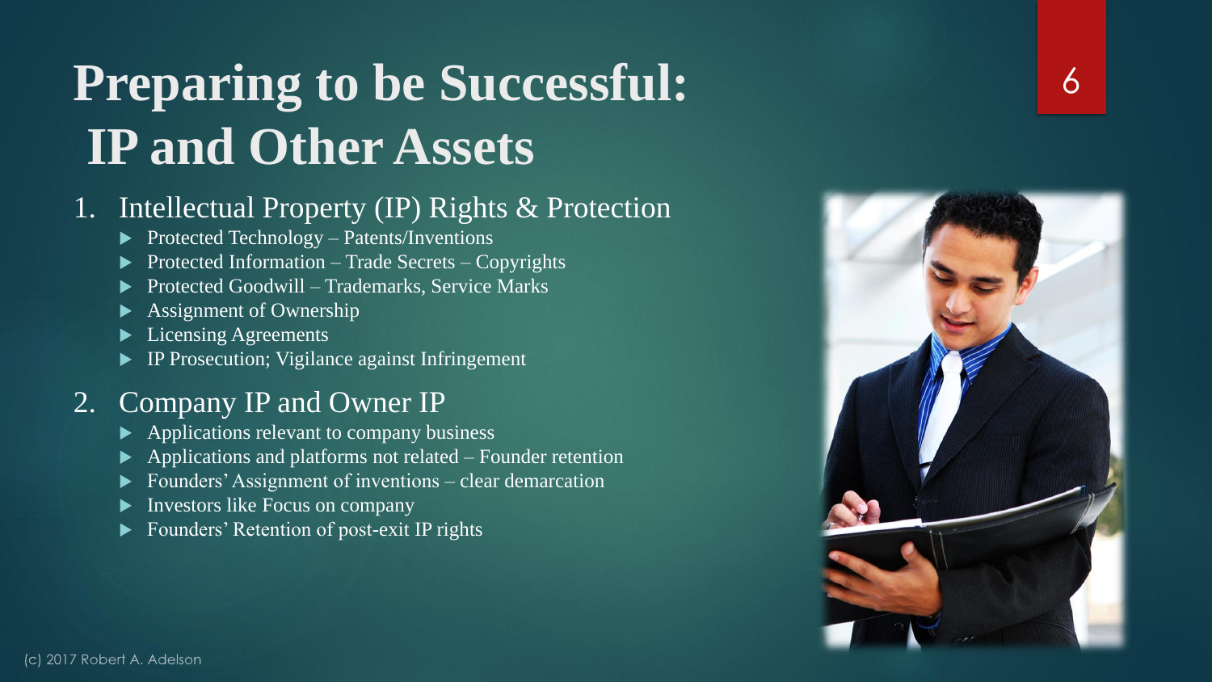# Preparing to be Successful: IP and Other Assets

1. Intellectual Property (IP) Rights & Protection
   - Protected Technology – Patents/Inventions
   - Protected Information – Trade Secrets – Copyrights
   - Protected Goodwill – Trademarks, Service Marks
   - Assignment of Ownership
   - Licensing Agreements
   - IP Prosecution; Vigilance against Infringement
2. Company IP and Owner IP
   - Applications relevant to company business
   - Applications and platforms not related – Founder retention
   - Founders' Assignment of inventions – clear demarcation
   - Investors like Focus on company
   - Founders' Retention of post-exit IP rights

(c) 2017 Robert A. Adelson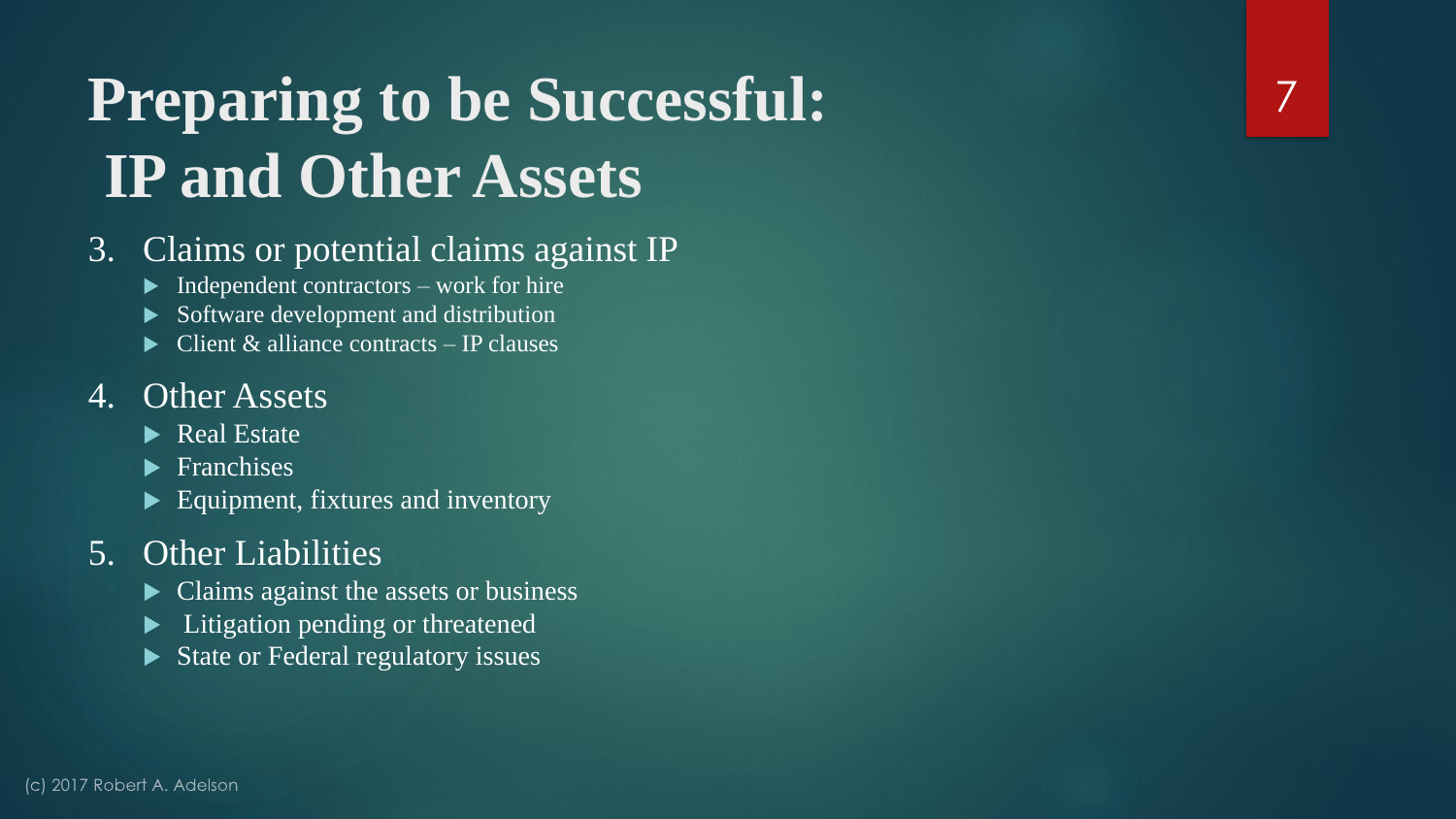# Preparing to be Successful: IP and Other Assets

3. Claims or potential claims against IP
   - Independent contractors – work for hire
   - Software development and distribution
   - Client & alliance contracts – IP clauses
4. Other Assets
   - Real Estate
   - Franchises
   - Equipment, fixtures and inventory
5. Other Liabilities
   - Claims against the assets or business
   - Litigation pending or threatened
   - State or Federal regulatory issues

(c) 2017 Robert A. Adelson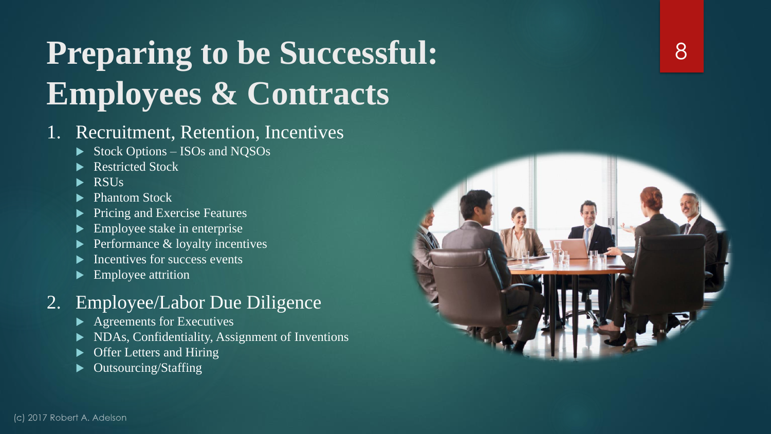# Preparing to be Successful: Employees & Contracts

1. Recruitment, Retention, Incentives
   - Stock Options – ISOs and NQSOs
   - Restricted Stock
   - RSUs
   - Phantom Stock
   - Pricing and Exercise Features
   - Employee stake in enterprise
   - Performance & loyalty incentives
   - Incentives for success events
   - Employee attrition
2. Employee/Labor Due Diligence
   - Agreements for Executives
   - NDAs, Confidentiality, Assignment of Inventions
   - Offer Letters and Hiring
   - Outsourcing/Staffing

(c) 2017 Robert A. Adelson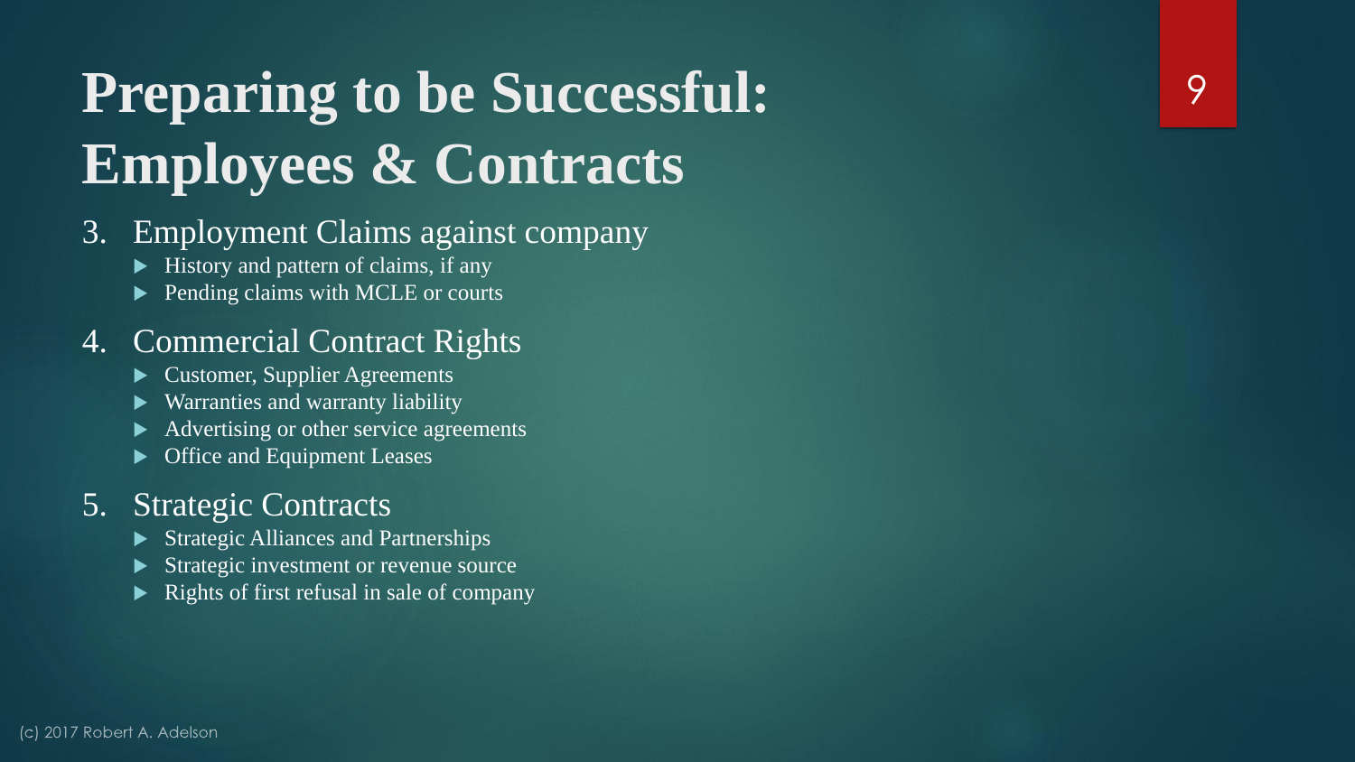# Preparing to be Successful: Employees & Contracts

3. Employment Claims against company
   - History and pattern of claims, if any
   - Pending claims with MCLE or courts
4. Commercial Contract Rights
   - Customer, Supplier Agreements
   - Warranties and warranty liability
   - Advertising or other service agreements
   - Office and Equipment Leases
5. Strategic Contracts
   - Strategic Alliances and Partnerships
   - Strategic investment or revenue source
   - Rights of first refusal in sale of company

(c) 2017 Robert A. Adelson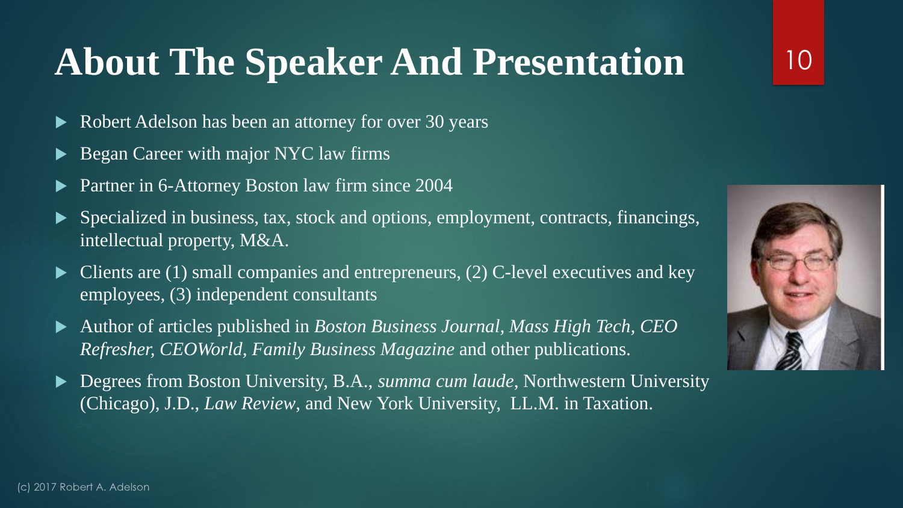# About The Speaker And Presentation

- Robert Adelson has been an attorney for over 30 years
- Began Career with major NYC law firms
- Partner in 6-Attorney Boston law firm since 2004
- Specialized in business, tax, stock and options, employment, contracts, financings, intellectual property, M&A.
- Clients are (1) small companies and entrepreneurs, (2) C-level executives and key employees, (3) independent consultants
- Author of articles published in *Boston Business Journal*, *Mass High Tech*, *CEO Refresher*, *CEOWorld*, *Family Business Magazine* and other publications.
- Degrees from Boston University, B.A., *summa cum laude*, Northwestern University (Chicago), J.D., *Law Review*, and New York University, LL.M. in Taxation.

(c) 2017 Robert A. Adelson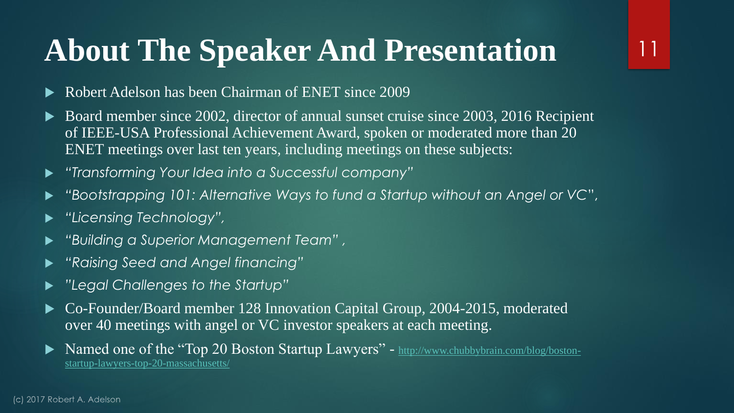# About The Speaker And Presentation

- Robert Adelson has been Chairman of ENET since 2009
- Board member since 2002, director of annual sunset cruise since 2003, 2016 Recipient of IEEE-USA Professional Achievement Award, spoken or moderated more than 20 ENET meetings over last ten years, including meetings on these subjects:
- *"Transforming Your Idea into a Successful company"*
- *"Bootstrapping 101: Alternative Ways to fund a Startup without an Angel or VC",*
- *"Licensing Technology",*
- *"Building a Superior Management Team" ,*
- *"Raising Seed and Angel financing"*
- *"Legal Challenges to the Startup"*
- Co-Founder/Board member 128 Innovation Capital Group, 2004-2015, moderated over 40 meetings with angel or VC investor speakers at each meeting.
- Named one of the "Top 20 Boston Startup Lawyers" - http://www.chubbybrain.com/blog/boston-startup-lawyers-top-20-massachusetts/

(c) 2017 Robert A. Adelson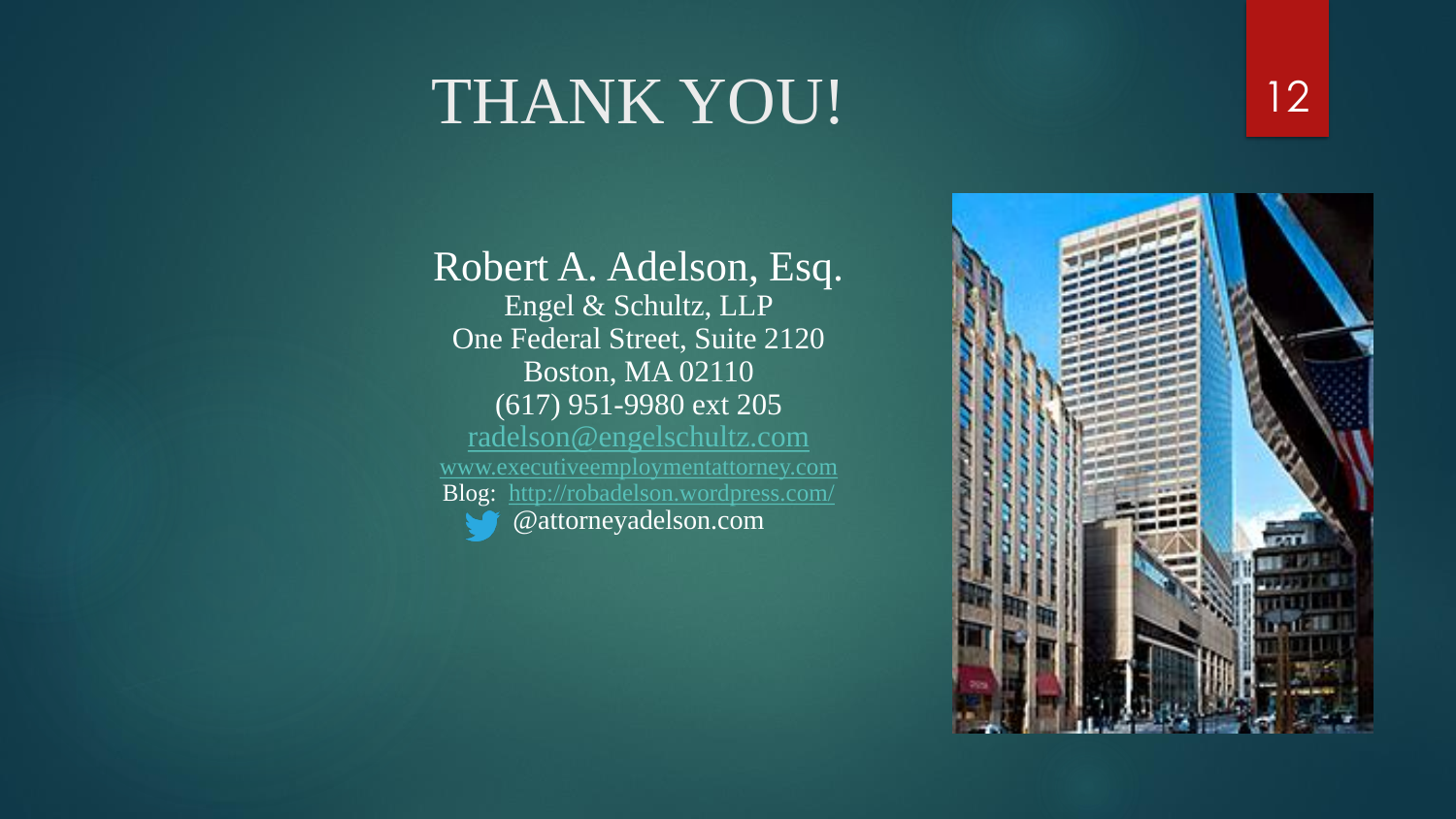# THANK YOU!

Robert A. Adelson, Esq.
Engel & Schultz, LLP
One Federal Street, Suite 2120
Boston, MA 02110
(617) 951-9980 ext 205
radelson@engelschultz.com
www.executiveemploymentattorney.com
Blog: http://robadelson.wordpress.com/
@attorneyadelson.com